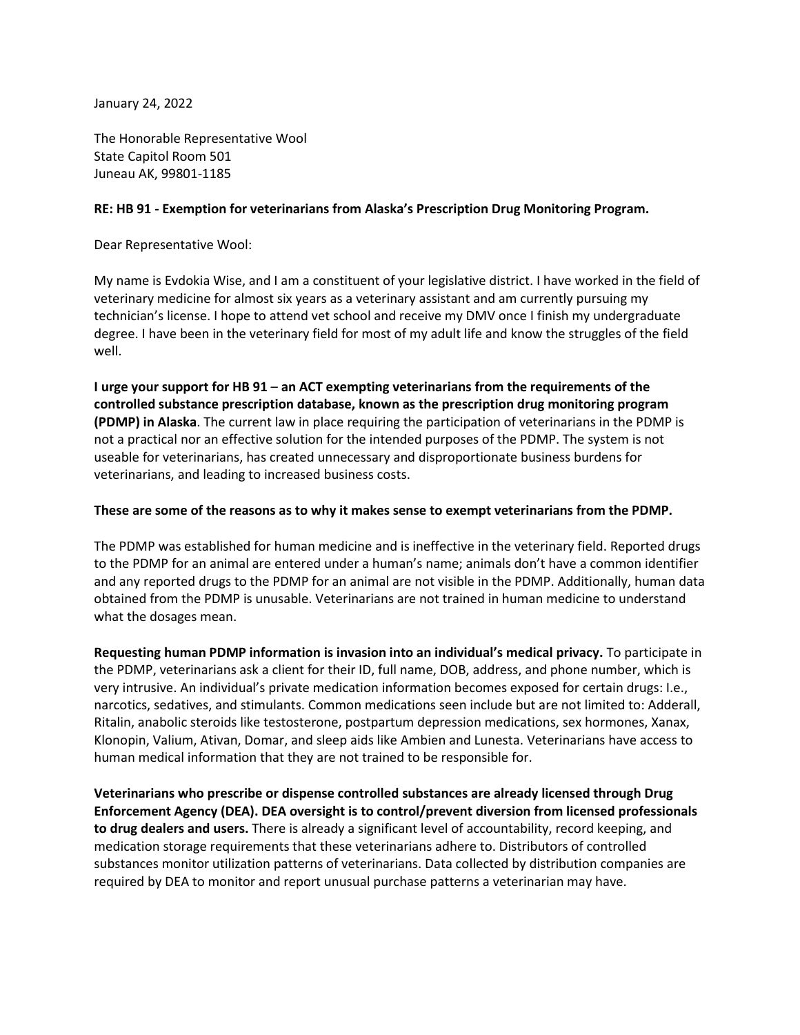January 24, 2022

The Honorable Representative Wool
State Capitol Room 501
Juneau AK, 99801-1185

**RE: HB 91 - Exemption for veterinarians from Alaska's Prescription Drug Monitoring Program.**

Dear Representative Wool:

My name is Evdokia Wise, and I am a constituent of your legislative district. I have worked in the field of veterinary medicine for almost six years as a veterinary assistant and am currently pursuing my technician's license. I hope to attend vet school and receive my DMV once I finish my undergraduate degree. I have been in the veterinary field for most of my adult life and know the struggles of the field well.

**I urge your support for HB 91 – an ACT exempting veterinarians from the requirements of the controlled substance prescription database, known as the prescription drug monitoring program (PDMP) in Alaska**. The current law in place requiring the participation of veterinarians in the PDMP is not a practical nor an effective solution for the intended purposes of the PDMP. The system is not useable for veterinarians, has created unnecessary and disproportionate business burdens for veterinarians, and leading to increased business costs.

**These are some of the reasons as to why it makes sense to exempt veterinarians from the PDMP.**

The PDMP was established for human medicine and is ineffective in the veterinary field. Reported drugs to the PDMP for an animal are entered under a human's name; animals don't have a common identifier and any reported drugs to the PDMP for an animal are not visible in the PDMP. Additionally, human data obtained from the PDMP is unusable. Veterinarians are not trained in human medicine to understand what the dosages mean.

**Requesting human PDMP information is invasion into an individual's medical privacy.** To participate in the PDMP, veterinarians ask a client for their ID, full name, DOB, address, and phone number, which is very intrusive. An individual's private medication information becomes exposed for certain drugs: I.e., narcotics, sedatives, and stimulants. Common medications seen include but are not limited to: Adderall, Ritalin, anabolic steroids like testosterone, postpartum depression medications, sex hormones, Xanax, Klonopin, Valium, Ativan, Domar, and sleep aids like Ambien and Lunesta. Veterinarians have access to human medical information that they are not trained to be responsible for.

**Veterinarians who prescribe or dispense controlled substances are already licensed through Drug Enforcement Agency (DEA). DEA oversight is to control/prevent diversion from licensed professionals to drug dealers and users.** There is already a significant level of accountability, record keeping, and medication storage requirements that these veterinarians adhere to. Distributors of controlled substances monitor utilization patterns of veterinarians. Data collected by distribution companies are required by DEA to monitor and report unusual purchase patterns a veterinarian may have.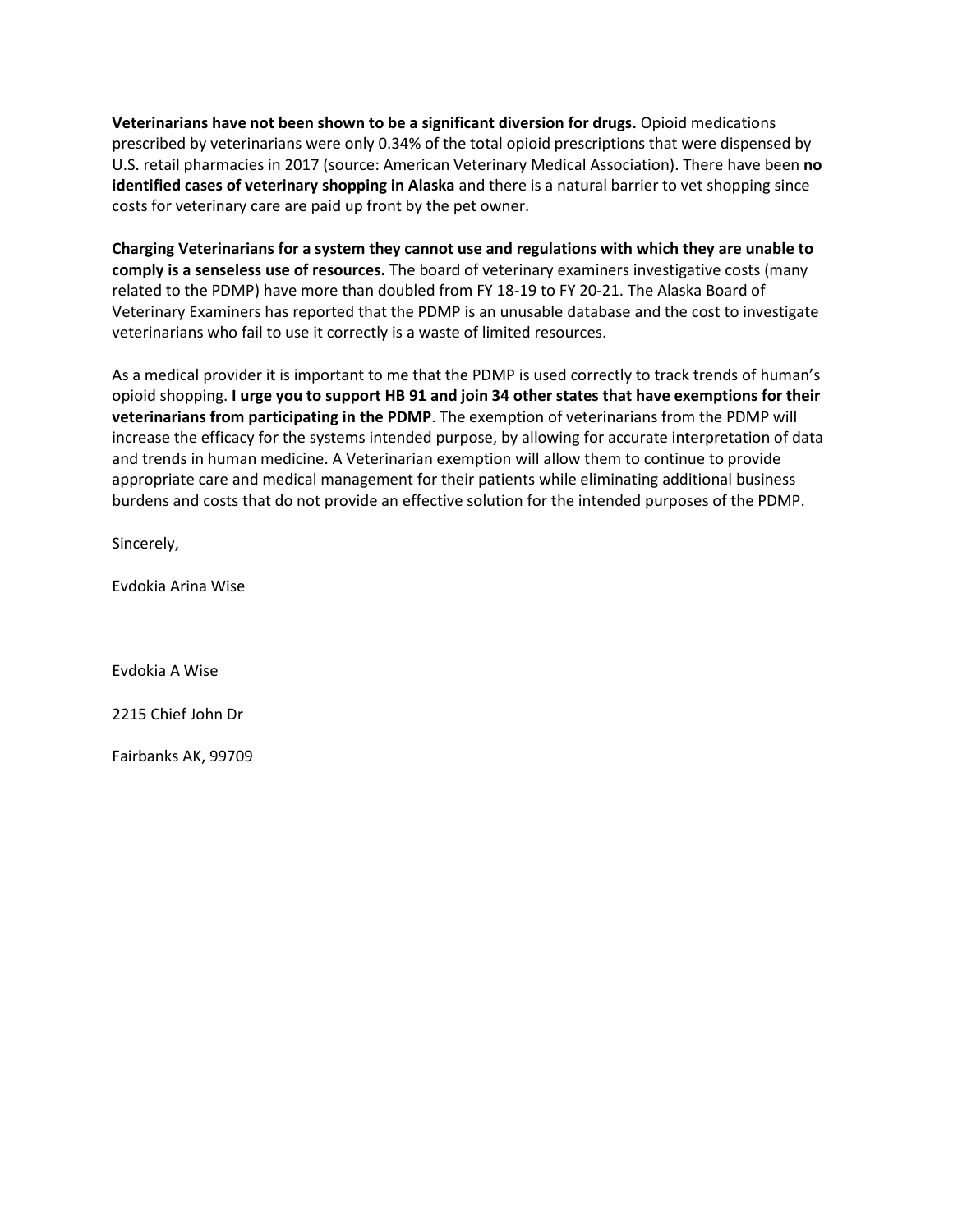**Veterinarians have not been shown to be a significant diversion for drugs.** Opioid medications prescribed by veterinarians were only 0.34% of the total opioid prescriptions that were dispensed by U.S. retail pharmacies in 2017 (source: American Veterinary Medical Association). There have been **no identified cases of veterinary shopping in Alaska** and there is a natural barrier to vet shopping since costs for veterinary care are paid up front by the pet owner.

**Charging Veterinarians for a system they cannot use and regulations with which they are unable to comply is a senseless use of resources.** The board of veterinary examiners investigative costs (many related to the PDMP) have more than doubled from FY 18-19 to FY 20-21. The Alaska Board of Veterinary Examiners has reported that the PDMP is an unusable database and the cost to investigate veterinarians who fail to use it correctly is a waste of limited resources.

As a medical provider it is important to me that the PDMP is used correctly to track trends of human's opioid shopping. **I urge you to support HB 91 and join 34 other states that have exemptions for their veterinarians from participating in the PDMP**. The exemption of veterinarians from the PDMP will increase the efficacy for the systems intended purpose, by allowing for accurate interpretation of data and trends in human medicine. A Veterinarian exemption will allow them to continue to provide appropriate care and medical management for their patients while eliminating additional business burdens and costs that do not provide an effective solution for the intended purposes of the PDMP.

Sincerely,

Evdokia Arina Wise

Evdokia A Wise

2215 Chief John Dr

Fairbanks AK, 99709